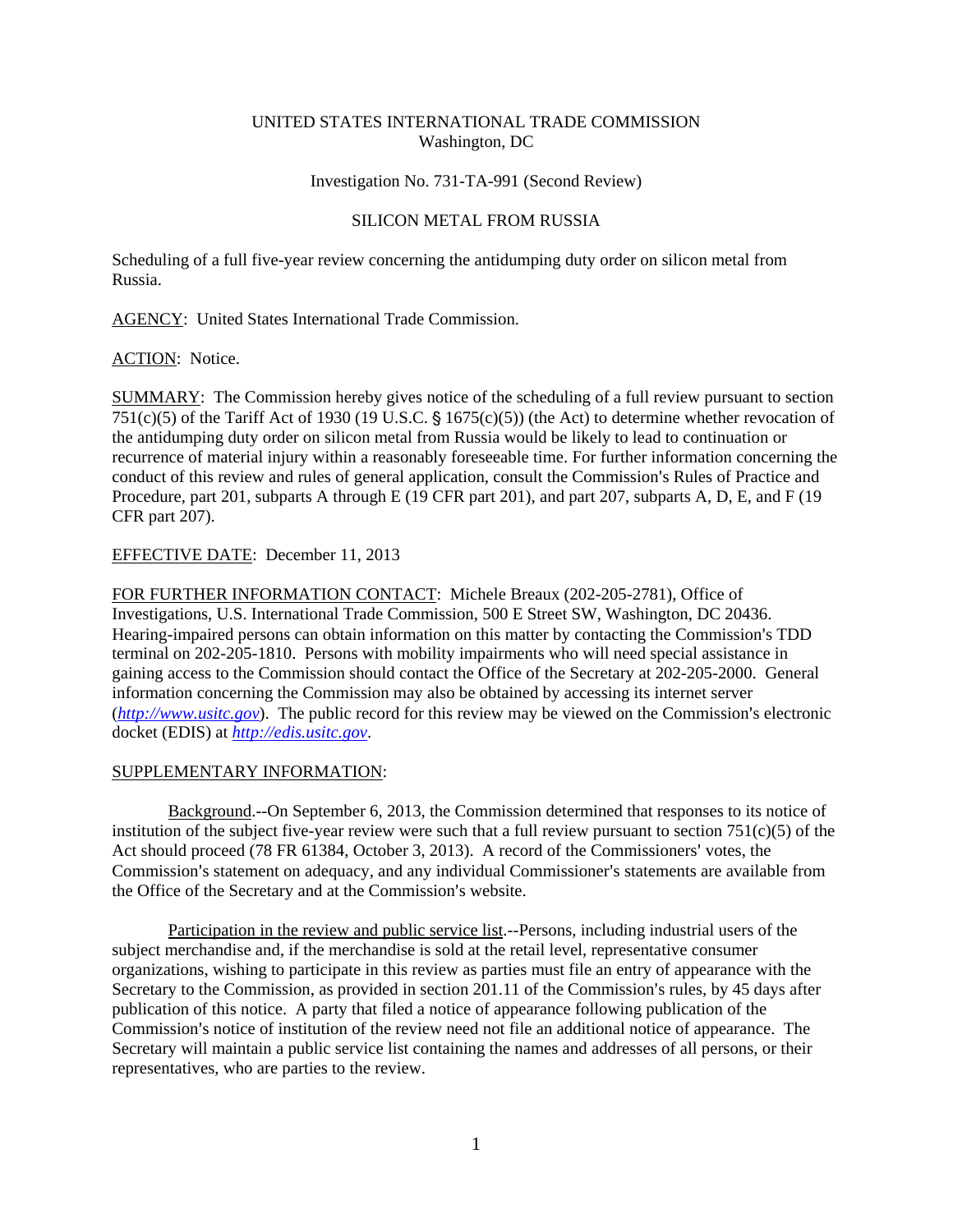UNITED STATES INTERNATIONAL TRADE COMMISSION
Washington, DC

Investigation No. 731-TA-991 (Second Review)

SILICON METAL FROM RUSSIA

Scheduling of a full five-year review concerning the antidumping duty order on silicon metal from Russia.

AGENCY: United States International Trade Commission.

ACTION: Notice.

SUMMARY: The Commission hereby gives notice of the scheduling of a full review pursuant to section 751(c)(5) of the Tariff Act of 1930 (19 U.S.C. § 1675(c)(5)) (the Act) to determine whether revocation of the antidumping duty order on silicon metal from Russia would be likely to lead to continuation or recurrence of material injury within a reasonably foreseeable time. For further information concerning the conduct of this review and rules of general application, consult the Commission's Rules of Practice and Procedure, part 201, subparts A through E (19 CFR part 201), and part 207, subparts A, D, E, and F (19 CFR part 207).

EFFECTIVE DATE: December 11, 2013

FOR FURTHER INFORMATION CONTACT: Michele Breaux (202-205-2781), Office of Investigations, U.S. International Trade Commission, 500 E Street SW, Washington, DC 20436. Hearing-impaired persons can obtain information on this matter by contacting the Commission's TDD terminal on 202-205-1810. Persons with mobility impairments who will need special assistance in gaining access to the Commission should contact the Office of the Secretary at 202-205-2000. General information concerning the Commission may also be obtained by accessing its internet server (*http://www.usitc.gov*). The public record for this review may be viewed on the Commission's electronic docket (EDIS) at *http://edis.usitc.gov*.

SUPPLEMENTARY INFORMATION:

Background.--On September 6, 2013, the Commission determined that responses to its notice of institution of the subject five-year review were such that a full review pursuant to section 751(c)(5) of the Act should proceed (78 FR 61384, October 3, 2013). A record of the Commissioners' votes, the Commission's statement on adequacy, and any individual Commissioner's statements are available from the Office of the Secretary and at the Commission's website.

Participation in the review and public service list.--Persons, including industrial users of the subject merchandise and, if the merchandise is sold at the retail level, representative consumer organizations, wishing to participate in this review as parties must file an entry of appearance with the Secretary to the Commission, as provided in section 201.11 of the Commission's rules, by 45 days after publication of this notice. A party that filed a notice of appearance following publication of the Commission's notice of institution of the review need not file an additional notice of appearance. The Secretary will maintain a public service list containing the names and addresses of all persons, or their representatives, who are parties to the review.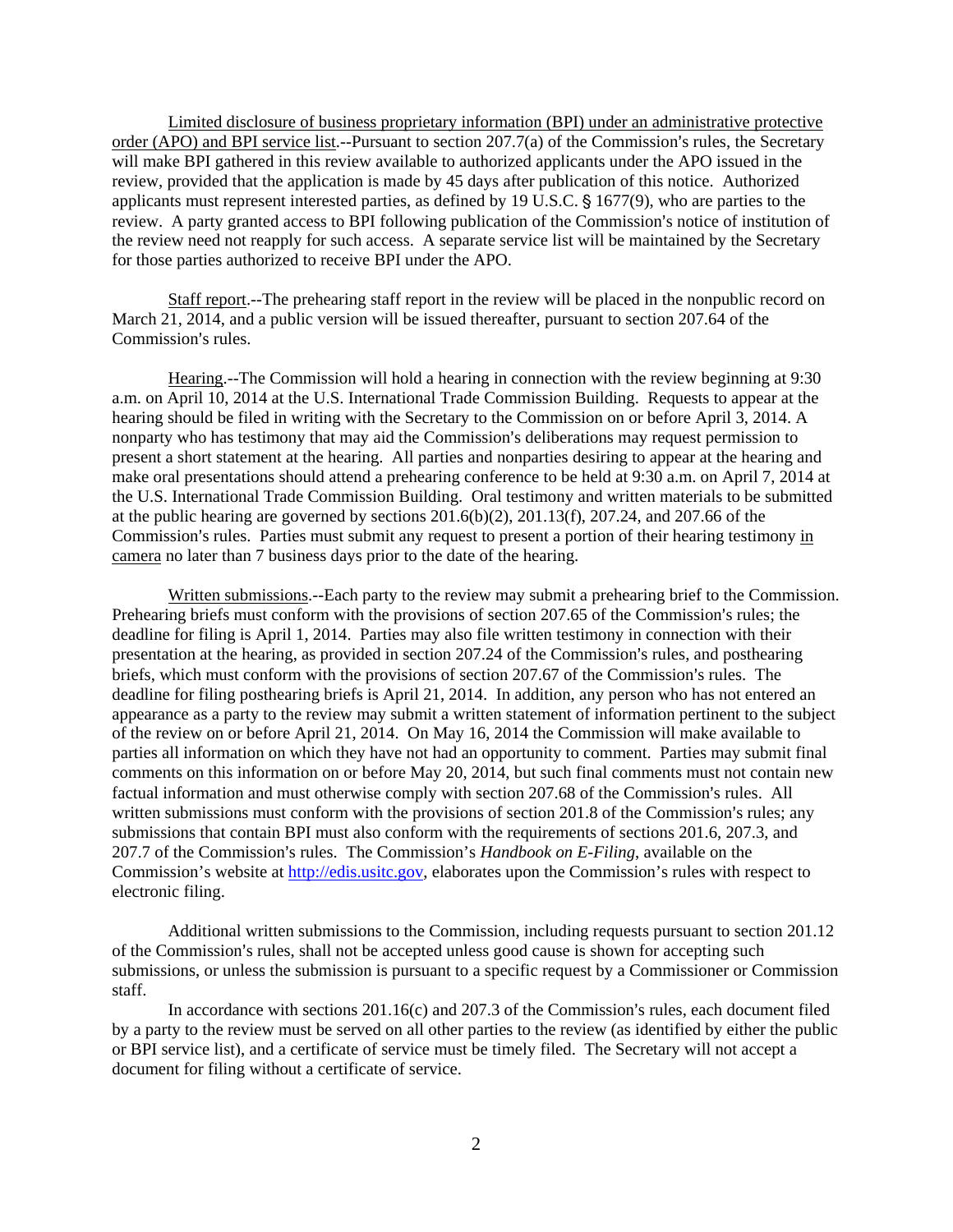Limited disclosure of business proprietary information (BPI) under an administrative protective order (APO) and BPI service list.--Pursuant to section 207.7(a) of the Commission's rules, the Secretary will make BPI gathered in this review available to authorized applicants under the APO issued in the review, provided that the application is made by 45 days after publication of this notice. Authorized applicants must represent interested parties, as defined by 19 U.S.C. § 1677(9), who are parties to the review. A party granted access to BPI following publication of the Commission's notice of institution of the review need not reapply for such access. A separate service list will be maintained by the Secretary for those parties authorized to receive BPI under the APO.

Staff report.--The prehearing staff report in the review will be placed in the nonpublic record on March 21, 2014, and a public version will be issued thereafter, pursuant to section 207.64 of the Commission's rules.

Hearing.--The Commission will hold a hearing in connection with the review beginning at 9:30 a.m. on April 10, 2014 at the U.S. International Trade Commission Building. Requests to appear at the hearing should be filed in writing with the Secretary to the Commission on or before April 3, 2014. A nonparty who has testimony that may aid the Commission's deliberations may request permission to present a short statement at the hearing. All parties and nonparties desiring to appear at the hearing and make oral presentations should attend a prehearing conference to be held at 9:30 a.m. on April 7, 2014 at the U.S. International Trade Commission Building. Oral testimony and written materials to be submitted at the public hearing are governed by sections 201.6(b)(2), 201.13(f), 207.24, and 207.66 of the Commission's rules. Parties must submit any request to present a portion of their hearing testimony in camera no later than 7 business days prior to the date of the hearing.

Written submissions.--Each party to the review may submit a prehearing brief to the Commission. Prehearing briefs must conform with the provisions of section 207.65 of the Commission's rules; the deadline for filing is April 1, 2014. Parties may also file written testimony in connection with their presentation at the hearing, as provided in section 207.24 of the Commission's rules, and posthearing briefs, which must conform with the provisions of section 207.67 of the Commission's rules. The deadline for filing posthearing briefs is April 21, 2014. In addition, any person who has not entered an appearance as a party to the review may submit a written statement of information pertinent to the subject of the review on or before April 21, 2014. On May 16, 2014 the Commission will make available to parties all information on which they have not had an opportunity to comment. Parties may submit final comments on this information on or before May 20, 2014, but such final comments must not contain new factual information and must otherwise comply with section 207.68 of the Commission's rules. All written submissions must conform with the provisions of section 201.8 of the Commission's rules; any submissions that contain BPI must also conform with the requirements of sections 201.6, 207.3, and 207.7 of the Commission's rules. The Commission's *Handbook on E-Filing*, available on the Commission's website at http://edis.usitc.gov, elaborates upon the Commission's rules with respect to electronic filing.

Additional written submissions to the Commission, including requests pursuant to section 201.12 of the Commission's rules, shall not be accepted unless good cause is shown for accepting such submissions, or unless the submission is pursuant to a specific request by a Commissioner or Commission staff.

In accordance with sections 201.16(c) and 207.3 of the Commission's rules, each document filed by a party to the review must be served on all other parties to the review (as identified by either the public or BPI service list), and a certificate of service must be timely filed. The Secretary will not accept a document for filing without a certificate of service.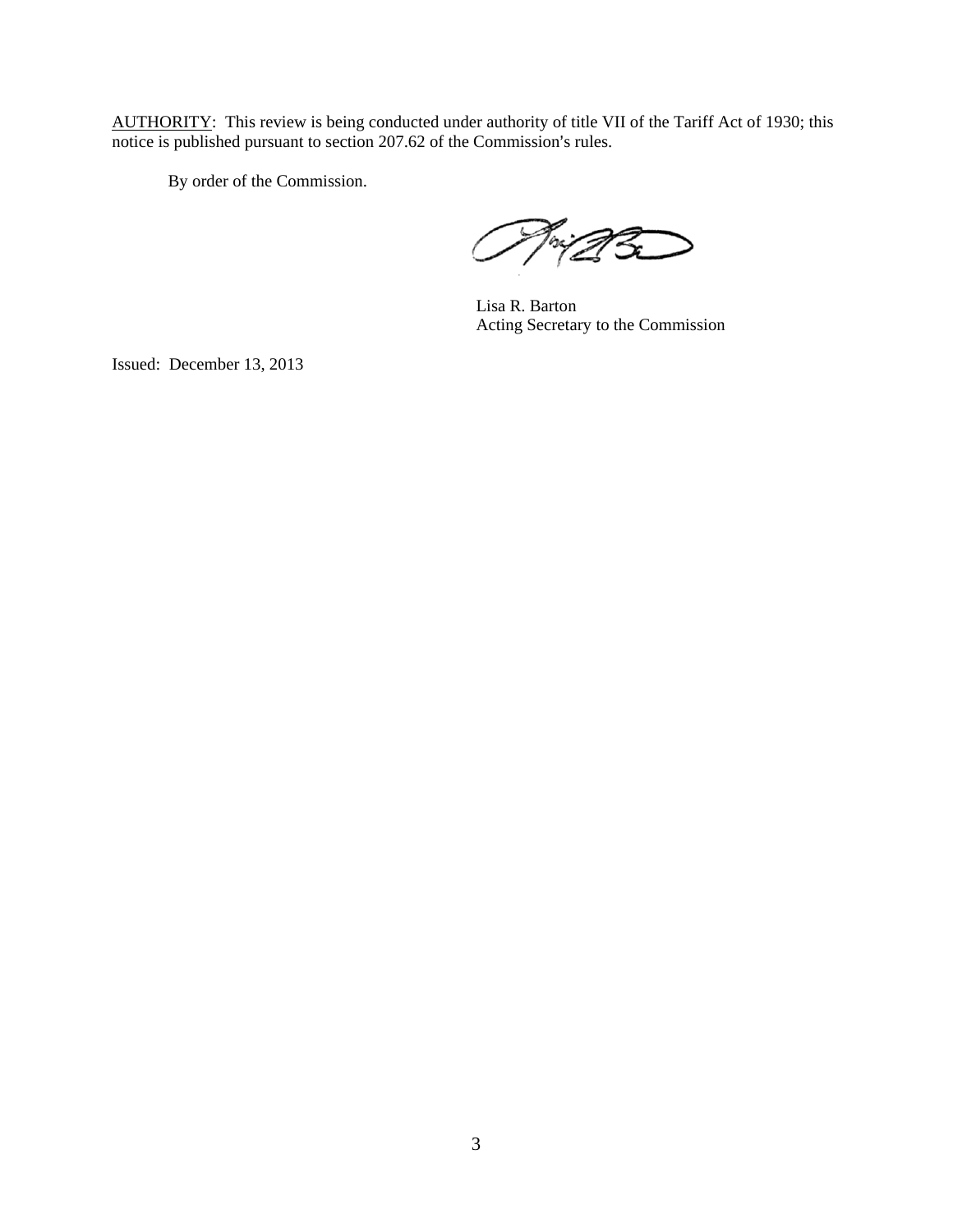AUTHORITY: This review is being conducted under authority of title VII of the Tariff Act of 1930; this notice is published pursuant to section 207.62 of the Commission's rules.

By order of the Commission.

Lisa R. Barton
Acting Secretary to the Commission

Issued: December 13, 2013